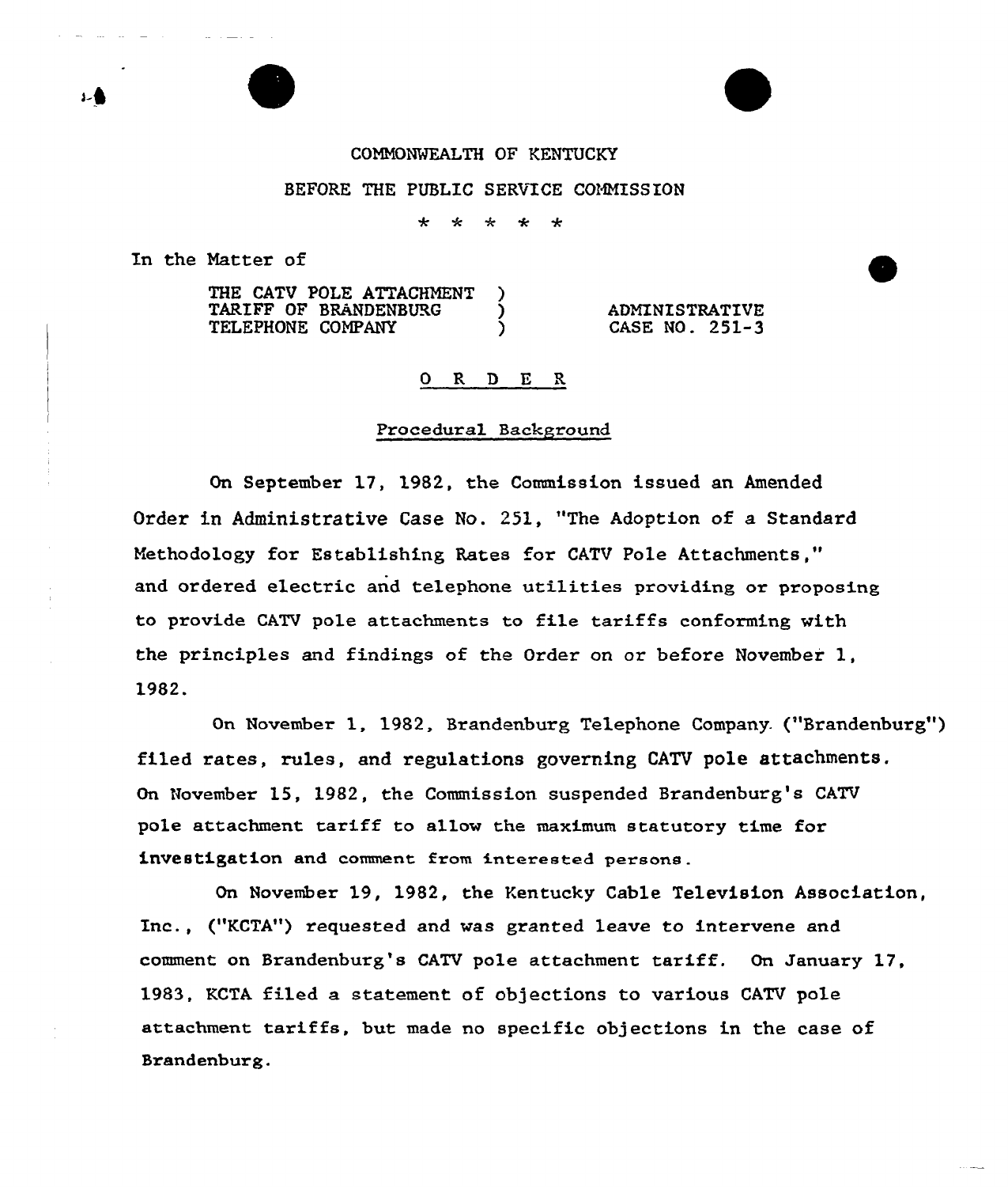COMMONWEALTH OF KENTUCKY

BEFORE THE PUBLIC SERVICE COMMISSION

\* \* \* \* \*

In the Matter of

| | | |
|---|---|---|
| THE CATV POLE ATTACHMENT TARIFF OF BRANDENBURG TELEPHONE COMPANY | ) ) ) | ADMINISTRATIVE CASE NO. 251-3 |

## O R D E R

### Procedural Background

On September 17, 1982, the Commission issued an Amended Order in Administrative Case No. 251, "The Adoption of a Standard Methodology for Establishing Rates for CATV Pole Attachments," and ordered electric and telephone utilities providing or proposing to provide CATV pole attachments to file tariffs conforming with the principles and findings of the Order on or before November 1, 1982.

On November 1, 1982, Brandenburg Telephone Company ("Brandenburg") filed rates, rules, and regulations governing CATV pole attachments. On November 15, 1982, the Commission suspended Brandenburg's CATV pole attachment tariff to allow the maximum statutory time for investigation and comment from interested persons.

On November 19, 1982, the Kentucky Cable Television Association, Inc., ("KCTA") requested and was granted leave to intervene and comment on Brandenburg's CATV pole attachment tariff. On January 17, 1983, KCTA filed a statement of objections to various CATV pole attachment tariffs, but made no specific objections in the case of Brandenburg.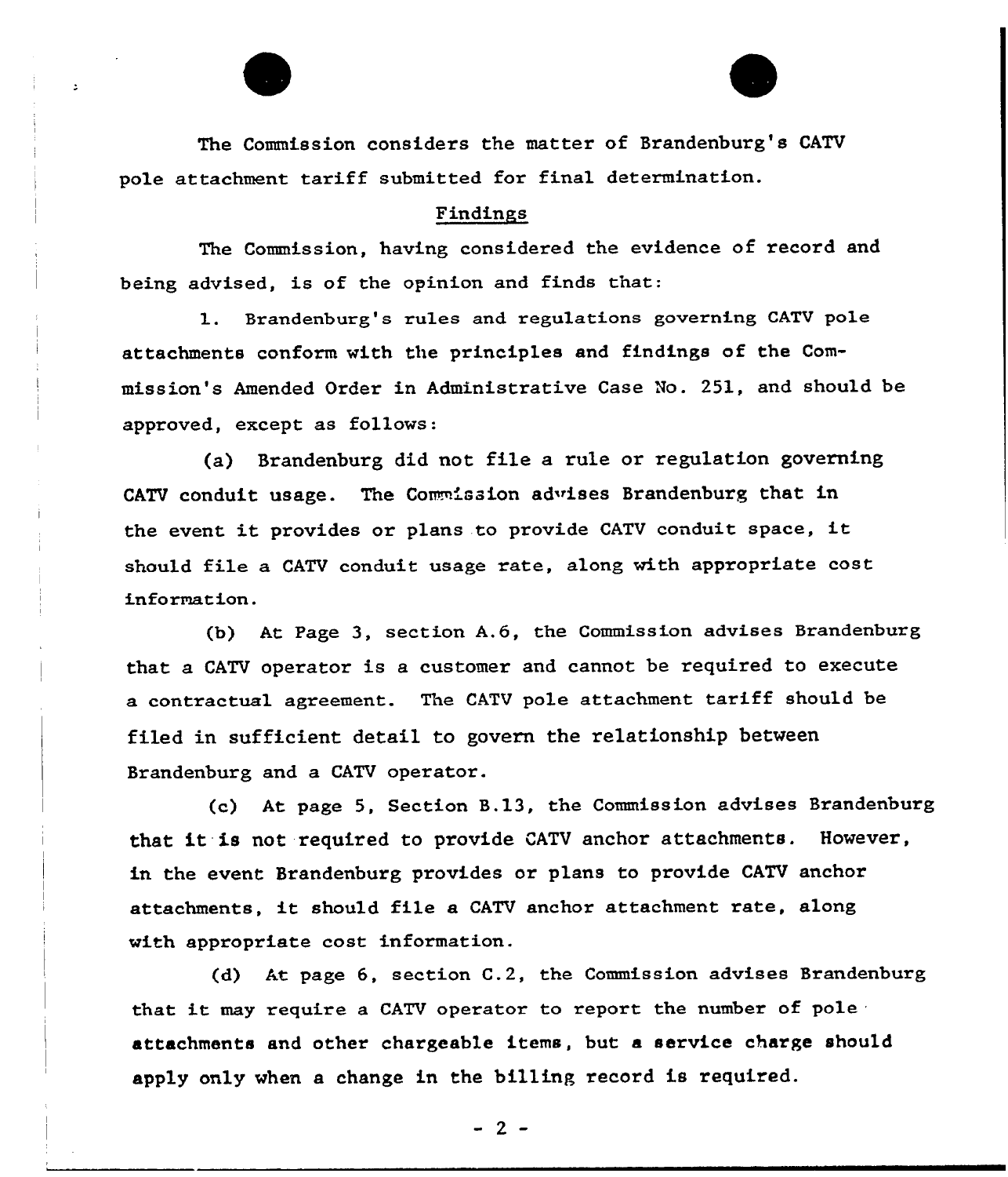The Commission considers the matter of Brandenburg's CATV pole attachment tariff submitted for final determination.

## Findings

The Commission, having considered the evidence of record and being advised, is of the opinion and finds that:

1. Brandenburg's rules and regulations governing CATV pole attachments conform with the principles and findings of the Commission's Amended Order in Administrative Case No. 251, and should be approved, except as follows:

(a) Brandenburg did not file a rule or regulation governing CATV conduit usage. The Commission advises Brandenburg that in the event it provides or plans to provide CATV conduit space, it should file a CATV conduit usage rate, along with appropriate cost information.

(b) At Page 3, section A.6, the Commission advises Brandenburg that a CATV operator is a customer and cannot be required to execute a contractual agreement. The CATV pole attachment tariff should be filed in sufficient detail to govern the relationship between Brandenburg and a CATV operator.

(c) At page 5, Section B.13, the Commission advises Brandenburg that it is not required to provide CATV anchor attachments. However, in the event Brandenburg provides or plans to provide CATV anchor attachments, it should file a CATV anchor attachment rate, along with appropriate cost information.

(d) At page 6, section C.2, the Commission advises Brandenburg that it may require a CATV operator to report the number of pole attachments and other chargeable items, but a service charge should apply only when a change in the billing record is required.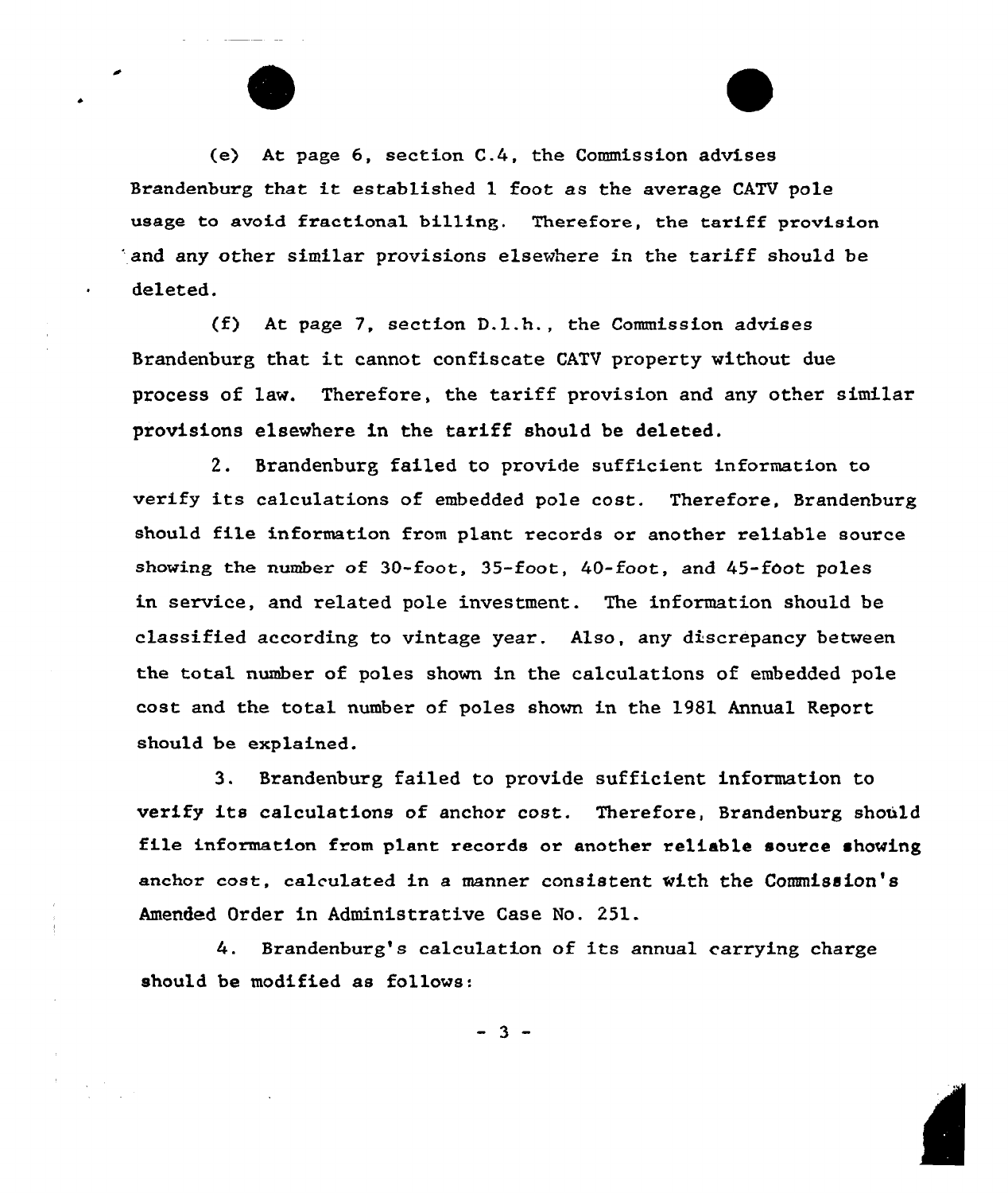(e) At page 6, section C.4, the Commission advises Brandenburg that it established 1 foot as the average CATV pole usage to avoid fractional billing. Therefore, the tariff provision and any other similar provisions elsewhere in the tariff should be deleted.

(f) At page 7, section D.1.h., the Commission advises Brandenburg that it cannot confiscate CATV property without due process of law. Therefore, the tariff provision and any other similar provisions elsewhere in the tariff should be deleted.

2. Brandenburg failed to provide sufficient information to verify its calculations of embedded pole cost. Therefore, Brandenburg should file information from plant records or another reliable source showing the number of 30-foot, 35-foot, 40-foot, and 45-foot poles in service, and related pole investment. The information should be classified according to vintage year. Also, any discrepancy between the total number of poles shown in the calculations of embedded pole cost and the total number of poles shown in the 1981 Annual Report should be explained.

3. Brandenburg failed to provide sufficient information to verify its calculations of anchor cost. Therefore, Brandenburg should file information from plant records or another reliable source showing anchor cost, calculated in a manner consistent with the Commission's Amended Order in Administrative Case No. 251.

4. Brandenburg's calculation of its annual carrying charge should be modified as follows: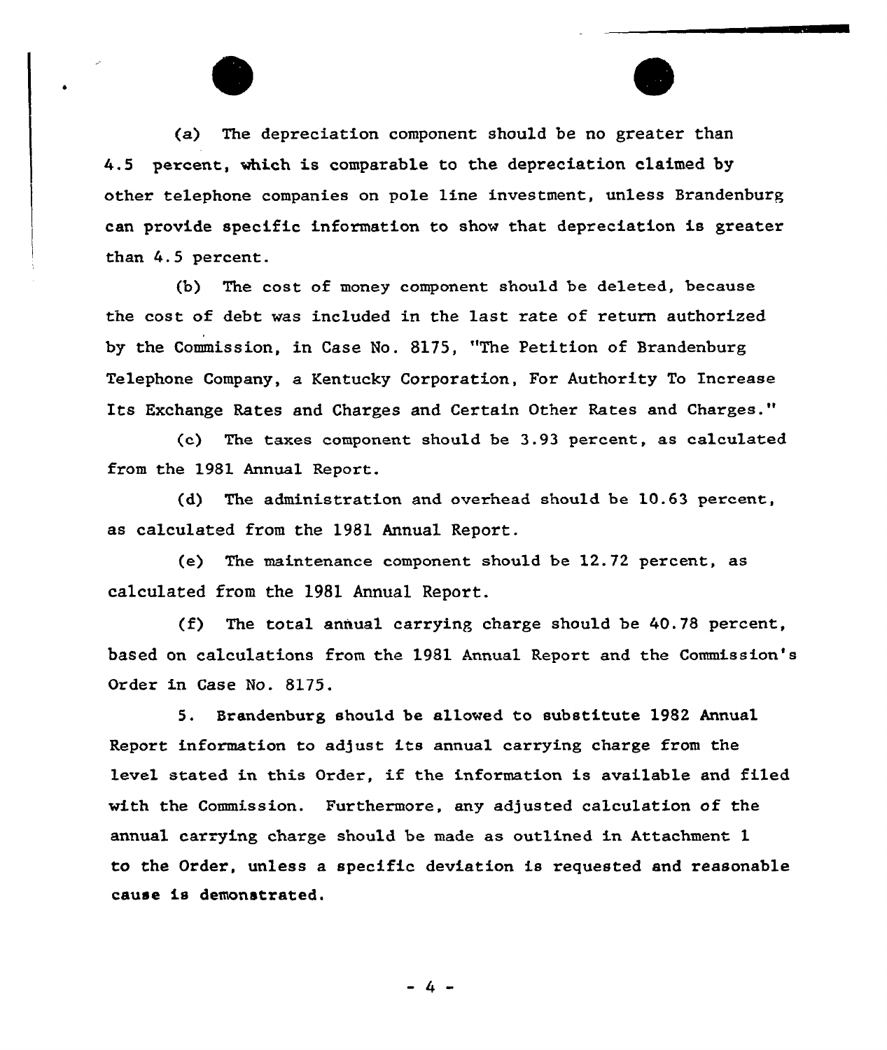(a) The depreciation component should be no greater than 4.5 percent, which is comparable to the depreciation claimed by other telephone companies on pole line investment, unless Brandenburg can provide specific information to show that depreciation is greater than 4.5 percent.

(b) The cost of money component should be deleted, because the cost of debt was included in the last rate of return authorized by the Commission, in Case No. 8175, "The Petition of Brandenburg Telephone Company, a Kentucky Corporation, For Authority To Increase Its Exchange Rates and Charges and Certain Other Rates and Charges."

(c) The taxes component should be 3.93 percent, as calculated from the 1981 Annual Report.

(d) The administration and overhead should be 10.63 percent, as calculated from the 1981 Annual Report.

(e) The maintenance component should be 12.72 percent, as calculated from the 1981 Annual Report.

(f) The total annual carrying charge should be 40.78 percent, based on calculations from the 1981 Annual Report and the Commission's Order in Case No. 8175.

5. Brandenburg should be allowed to substitute 1982 Annual Report information to adjust its annual carrying charge from the level stated in this Order, if the information is available and filed with the Commission. Furthermore, any adjusted calculation of the annual carrying charge should be made as outlined in Attachment 1 to the Order, unless a specific deviation is requested and reasonable cause is demonstrated.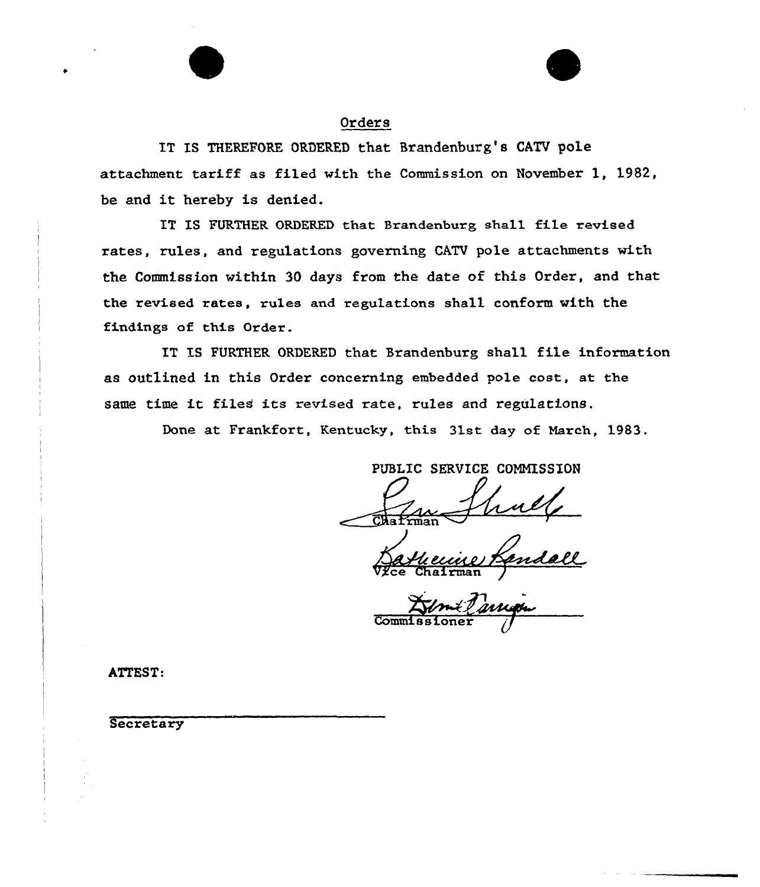## Orders

IT IS THEREFORE ORDERED that Brandenburg's CATV pole attachment tariff as filed with the Commission on November 1, 1982, be and it hereby is denied.

IT IS FURTHER ORDERED that Brandenburg shall file revised rates, rules, and regulations governing CATV pole attachments with the Commission within 30 days from the date of this Order, and that the revised rates, rules and regulations shall conform with the findings of this Order.

IT IS FURTHER ORDERED that Brandenburg shall file information as outlined in this Order concerning embedded pole cost, at the same time it files its revised rate, rules and regulations.

Done at Frankfort, Kentucky, this 31st day of March, 1983.

PUBLIC SERVICE COMMISSION

Chairman

Vice Chairman

Commissioner

ATTEST:

Secretary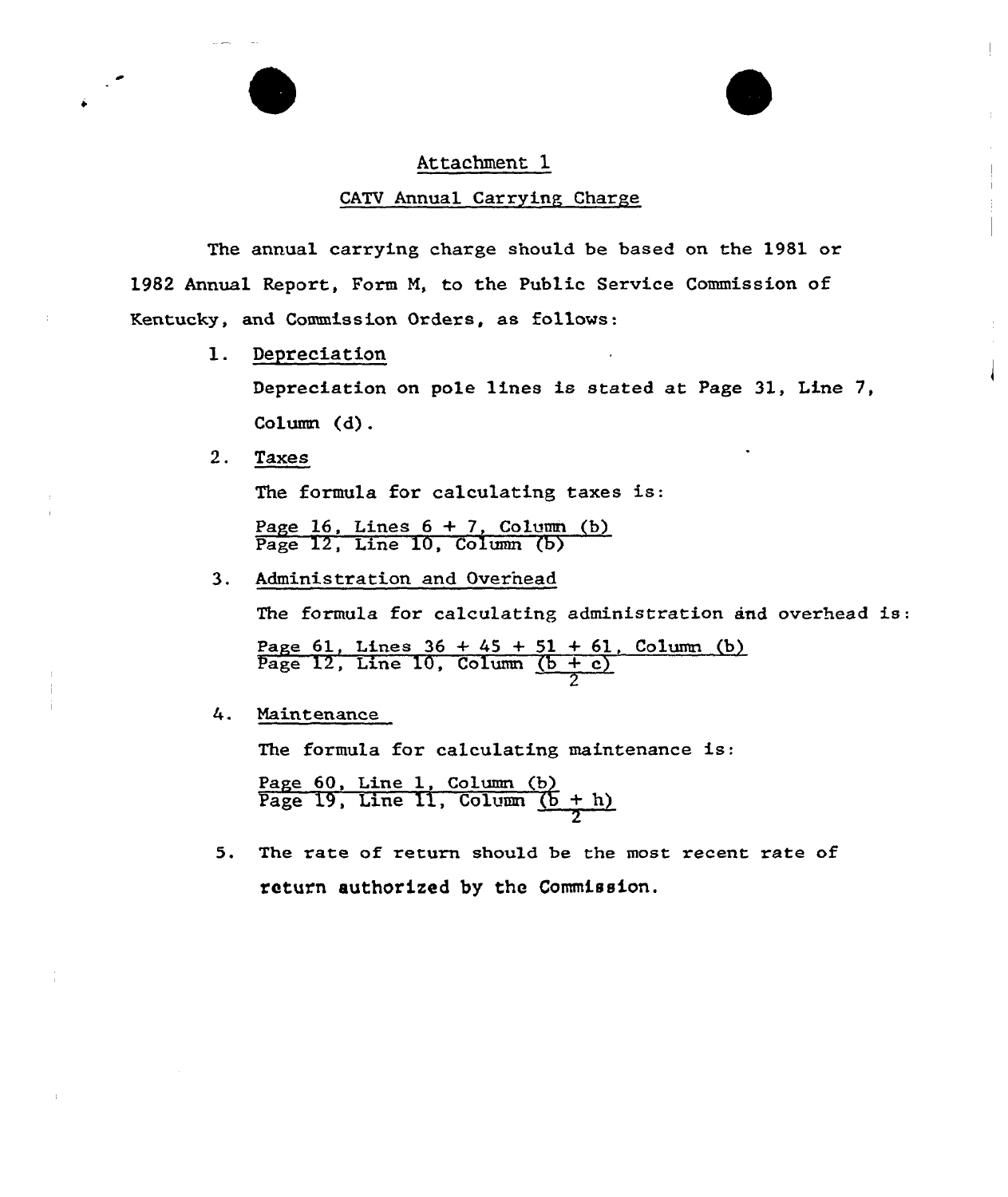# Attachment 1

## CATV Annual Carrying Charge

The annual carrying charge should be based on the 1981 or 1982 Annual Report, Form M, to the Public Service Commission of Kentucky, and Commission Orders, as follows:

1. Depreciation

   Depreciation on pole lines is stated at Page 31, Line 7, Column (d).

2. Taxes

   The formula for calculating taxes is:

   $$\frac{\text{Page 16, Lines } 6 + 7\text{, Column (b)}}{\text{Page 12, Line 10, Column (b)}}$$

3. Administration and Overhead

   The formula for calculating administration and overhead is:

   $$\frac{\text{Page 61, Lines } 36 + 45 + 51 + 61\text{, Column (b)}}{\text{Page 12, Line 10, Column } \frac{(b + c)}{2}}$$

4. Maintenance

   The formula for calculating maintenance is:

   $$\frac{\text{Page 60, Line 1, Column (b)}}{\text{Page 19, Line 11, Column } \frac{(b + h)}{2}}$$

5. The rate of return should be the most recent rate of return authorized by the Commission.